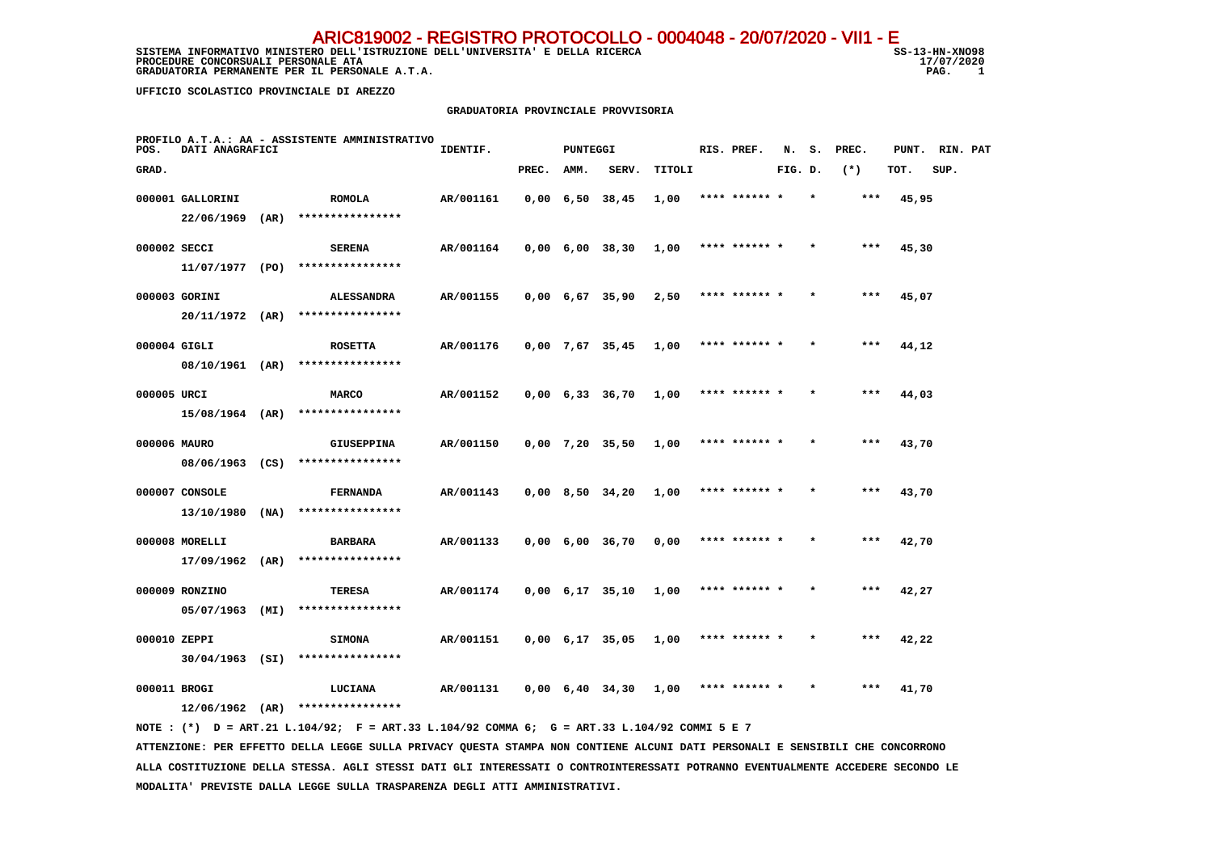# ARIC819002 - REGISTRO PROTOCOLLO - 0004048 - 20/07/2020 - VII1 - E

SISTEMA INFORMATIVO MINISTERO DELL'ISTRUZIONE DELL'UNIVERSITA' E DELLA RICERCA — SS-13-HN-XNO98
PROCEDURE CONCORSUALI PERSONALE ATA — 17/07/2020
GRADUATORIA PERMANENTE PER IL PERSONALE A.T.A.

UFFICIO SCOLASTICO PROVINCIALE DI AREZZO

## GRADUATORIA PROVINCIALE PROVVISORIA

PROFILO A.T.A.: AA - ASSISTENTE AMMINISTRATIVO

| POS. GRAD. | DATI ANAGRAFICI | | IDENTIF. | PUNTEGGI PREC. | AMM. | SERV. | TITOLI | RIS. PREF. | N. S. FIG. D. | PREC. (*) | PUNT. TOT. | RIN. PAT SUP. |
|---|---|---|---|---|---|---|---|---|---|---|---|---|
| 000001 | GALLORINI 22/06/1969 (AR) | ROMOLA **************** | AR/001161 | 0,00 | 6,50 | 38,45 | 1,00 | **** ****** * | * | *** | 45,95 | |
| 000002 | SECCI 11/07/1977 (PO) | SERENA **************** | AR/001164 | 0,00 | 6,00 | 38,30 | 1,00 | **** ****** * | * | *** | 45,30 | |
| 000003 | GORINI 20/11/1972 (AR) | ALESSANDRA **************** | AR/001155 | 0,00 | 6,67 | 35,90 | 2,50 | **** ****** * | * | *** | 45,07 | |
| 000004 | GIGLI 08/10/1961 (AR) | ROSETTA **************** | AR/001176 | 0,00 | 7,67 | 35,45 | 1,00 | **** ****** * | * | *** | 44,12 | |
| 000005 | URCI 15/08/1964 (AR) | MARCO **************** | AR/001152 | 0,00 | 6,33 | 36,70 | 1,00 | **** ****** * | * | *** | 44,03 | |
| 000006 | MAURO 08/06/1963 (CS) | GIUSEPPINA **************** | AR/001150 | 0,00 | 7,20 | 35,50 | 1,00 | **** ****** * | * | *** | 43,70 | |
| 000007 | CONSOLE 13/10/1980 (NA) | FERNANDA **************** | AR/001143 | 0,00 | 8,50 | 34,20 | 1,00 | **** ****** * | * | *** | 43,70 | |
| 000008 | MORELLI 17/09/1962 (AR) | BARBARA **************** | AR/001133 | 0,00 | 6,00 | 36,70 | 0,00 | **** ****** * | * | *** | 42,70 | |
| 000009 | RONZINO 05/07/1963 (MI) | TERESA **************** | AR/001174 | 0,00 | 6,17 | 35,10 | 1,00 | **** ****** * | * | *** | 42,27 | |
| 000010 | ZEPPI 30/04/1963 (SI) | SIMONA **************** | AR/001151 | 0,00 | 6,17 | 35,05 | 1,00 | **** ****** * | * | *** | 42,22 | |
| 000011 | BROGI 12/06/1962 (AR) | LUCIANA **************** | AR/001131 | 0,00 | 6,40 | 34,30 | 1,00 | **** ****** * | * | *** | 41,70 | |

NOTE : (*) D = ART.21 L.104/92; F = ART.33 L.104/92 COMMA 6; G = ART.33 L.104/92 COMMI 5 E 7

ATTENZIONE: PER EFFETTO DELLA LEGGE SULLA PRIVACY QUESTA STAMPA NON CONTIENE ALCUNI DATI PERSONALI E SENSIBILI CHE CONCORRONO ALLA COSTITUZIONE DELLA STESSA. AGLI STESSI DATI GLI INTERESSATI O CONTROINTERESSATI POTRANNO EVENTUALMENTE ACCEDERE SECONDO LE MODALITA' PREVISTE DALLA LEGGE SULLA TRASPARENZA DEGLI ATTI AMMINISTRATIVI.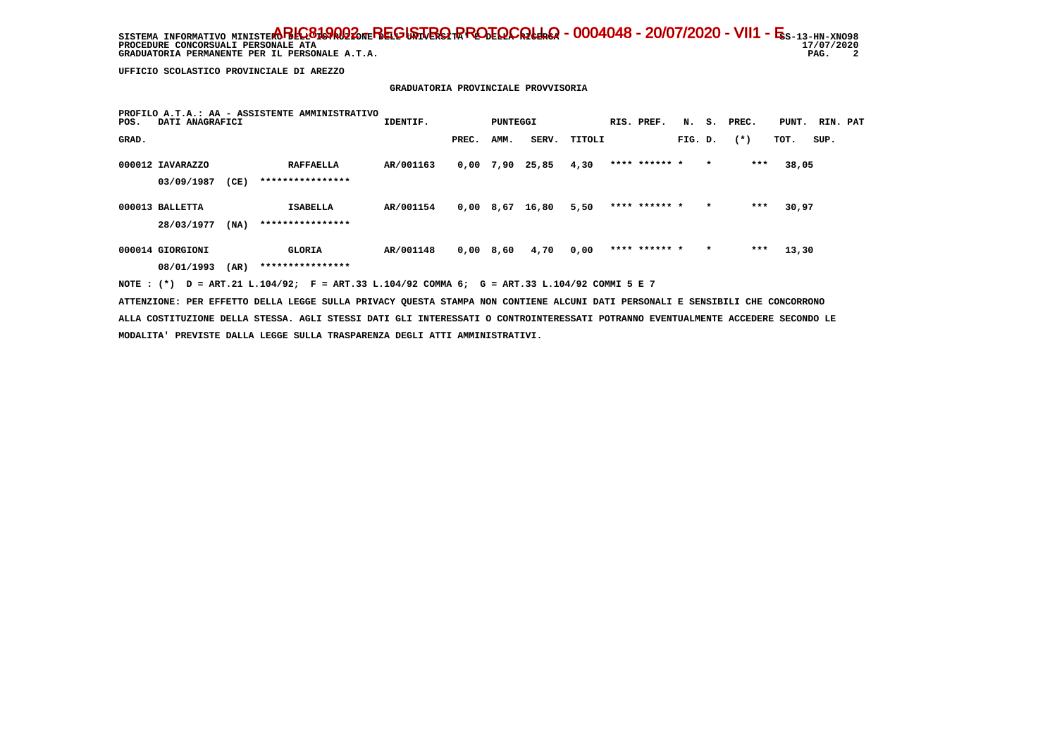SISTEMA INFORMATIVO MINISTERO DELL'ISTRUZIONE DELL'UNIVERSITA' E DELLA RICERCA - ARIC819002 - REGISTRO PROTOCOLLO - 0004048 - 20/07/2020 - VII1 - E SS-13-HN-XNO98
PROCEDURE CONCORSUALI PERSONALE ATA 17/07/2020
GRADUATORIA PERMANENTE PER IL PERSONALE A.T.A.

UFFICIO SCOLASTICO PROVINCIALE DI AREZZO

GRADUATORIA PROVINCIALE PROVVISORIA

PROFILO A.T.A.: AA - ASSISTENTE AMMINISTRATIVO

| POS. GRAD. | DATI ANAGRAFICI | | IDENTIF. | PUNTEGGI PREC. | AMM. | SERV. | TITOLI | RIS. PREF. | N. S. FIG. D. | PREC. (*) | PUNT. TOT. | RIN. PAT SUP. |
|---|---|---|---|---|---|---|---|---|---|---|---|---|
| 000012 | IAVARAZZO 03/09/1987 (CE) | RAFFAELLA **************** | AR/001163 | 0,00 | 7,90 | 25,85 | 4,30 | **** ****** * | * | *** | 38,05 | |
| 000013 | BALLETTA 28/03/1977 (NA) | ISABELLA **************** | AR/001154 | 0,00 | 8,67 | 16,80 | 5,50 | **** ****** * | * | *** | 30,97 | |
| 000014 | GIORGIONI 08/01/1993 (AR) | GLORIA **************** | AR/001148 | 0,00 | 8,60 | 4,70 | 0,00 | **** ****** * | * | *** | 13,30 | |

NOTE : (*) D = ART.21 L.104/92; F = ART.33 L.104/92 COMMA 6; G = ART.33 L.104/92 COMMI 5 E 7

ATTENZIONE: PER EFFETTO DELLA LEGGE SULLA PRIVACY QUESTA STAMPA NON CONTIENE ALCUNI DATI PERSONALI E SENSIBILI CHE CONCORRONO ALLA COSTITUZIONE DELLA STESSA. AGLI STESSI DATI GLI INTERESSATI O CONTROINTERESSATI POTRANNO EVENTUALMENTE ACCEDERE SECONDO LE MODALITA' PREVISTE DALLA LEGGE SULLA TRASPARENZA DEGLI ATTI AMMINISTRATIVI.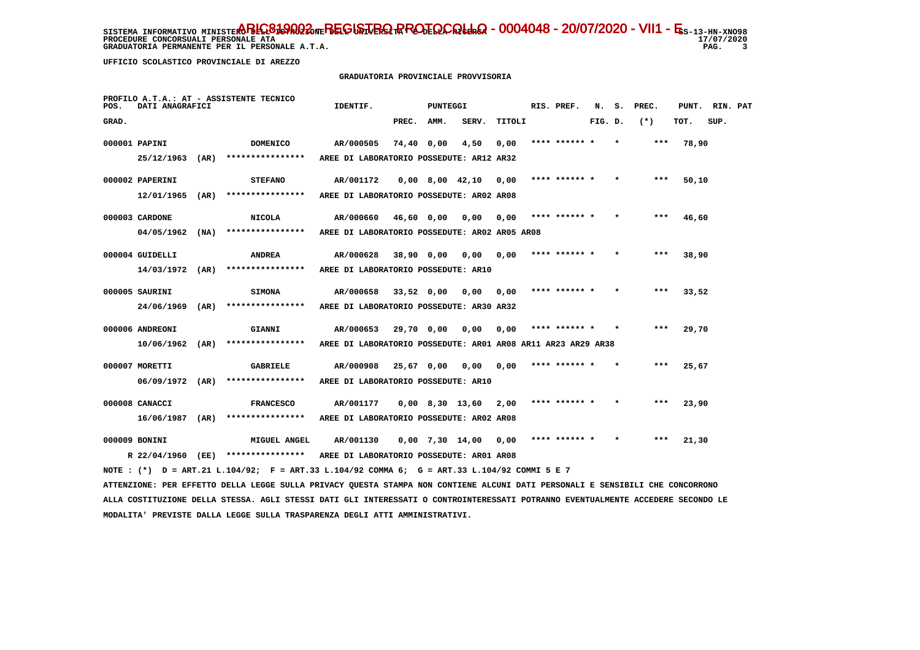UFFICIO SCOLASTICO PROVINCIALE DI AREZZO

GRADUATORIA PROVINCIALE PROVVISORIA

PROFILO A.T.A.: AT - ASSISTENTE TECNICO

| POS. GRAD. | DATI ANAGRAFICI | | IDENTIF. | PUNTEGGI PREC. | AMM. | SERV. | TITOLI | RIS. PREF. | N. FIG. | S. D. | PREC. (*) | PUNT. TOT. | RIN. SUP. | PAT |
|---|---|---|---|---|---|---|---|---|---|---|---|---|---|---|
| 000001 | PAPINI 25/12/1963 (AR) | DOMENICO **************** | AR/000505 | 74,40 | 0,00 | 4,50 | 0,00 | **** ****** * | | * | *** | 78,90 | | |
| | AREE DI LABORATORIO POSSEDUTE: AR12 AR32 | | | | | | | | | | | | | |
| 000002 | PAPERINI 12/01/1965 (AR) | STEFANO **************** | AR/001172 | 0,00 | 8,00 | 42,10 | 0,00 | **** ****** * | | * | *** | 50,10 | | |
| | AREE DI LABORATORIO POSSEDUTE: AR02 AR08 | | | | | | | | | | | | | |
| 000003 | CARDONE 04/05/1962 (NA) | NICOLA **************** | AR/000660 | 46,60 | 0,00 | 0,00 | 0,00 | **** ****** * | | * | *** | 46,60 | | |
| | AREE DI LABORATORIO POSSEDUTE: AR02 AR05 AR08 | | | | | | | | | | | | | |
| 000004 | GUIDELLI 14/03/1972 (AR) | ANDREA **************** | AR/000628 | 38,90 | 0,00 | 0,00 | 0,00 | **** ****** * | | * | *** | 38,90 | | |
| | AREE DI LABORATORIO POSSEDUTE: AR10 | | | | | | | | | | | | | |
| 000005 | SAURINI 24/06/1969 (AR) | SIMONA **************** | AR/000658 | 33,52 | 0,00 | 0,00 | 0,00 | **** ****** * | | * | *** | 33,52 | | |
| | AREE DI LABORATORIO POSSEDUTE: AR30 AR32 | | | | | | | | | | | | | |
| 000006 | ANDREONI 10/06/1962 (AR) | GIANNI **************** | AR/000653 | 29,70 | 0,00 | 0,00 | 0,00 | **** ****** * | | * | *** | 29,70 | | |
| | AREE DI LABORATORIO POSSEDUTE: AR01 AR08 AR11 AR23 AR29 AR38 | | | | | | | | | | | | | |
| 000007 | MORETTI 06/09/1972 (AR) | GABRIELE **************** | AR/000908 | 25,67 | 0,00 | 0,00 | 0,00 | **** ****** * | | * | *** | 25,67 | | |
| | AREE DI LABORATORIO POSSEDUTE: AR10 | | | | | | | | | | | | | |
| 000008 | CANACCI 16/06/1987 (AR) | FRANCESCO **************** | AR/001177 | 0,00 | 8,30 | 13,60 | 2,00 | **** ****** * | | * | *** | 23,90 | | |
| | AREE DI LABORATORIO POSSEDUTE: AR02 AR08 | | | | | | | | | | | | | |
| 000009 | BONINI R 22/04/1960 (EE) | MIGUEL ANGEL **************** | AR/001130 | 0,00 | 7,30 | 14,00 | 0,00 | **** ****** * | | * | *** | 21,30 | | |
| | AREE DI LABORATORIO POSSEDUTE: AR01 AR08 | | | | | | | | | | | | | |

NOTE : (*) D = ART.21 L.104/92; F = ART.33 L.104/92 COMMA 6; G = ART.33 L.104/92 COMMI 5 E 7

ATTENZIONE: PER EFFETTO DELLA LEGGE SULLA PRIVACY QUESTA STAMPA NON CONTIENE ALCUNI DATI PERSONALI E SENSIBILI CHE CONCORRONO ALLA COSTITUZIONE DELLA STESSA. AGLI STESSI DATI GLI INTERESSATI O CONTROINTERESSATI POTRANNO EVENTUALMENTE ACCEDERE SECONDO LE MODALITA' PREVISTE DALLA LEGGE SULLA TRASPARENZA DEGLI ATTI AMMINISTRATIVI.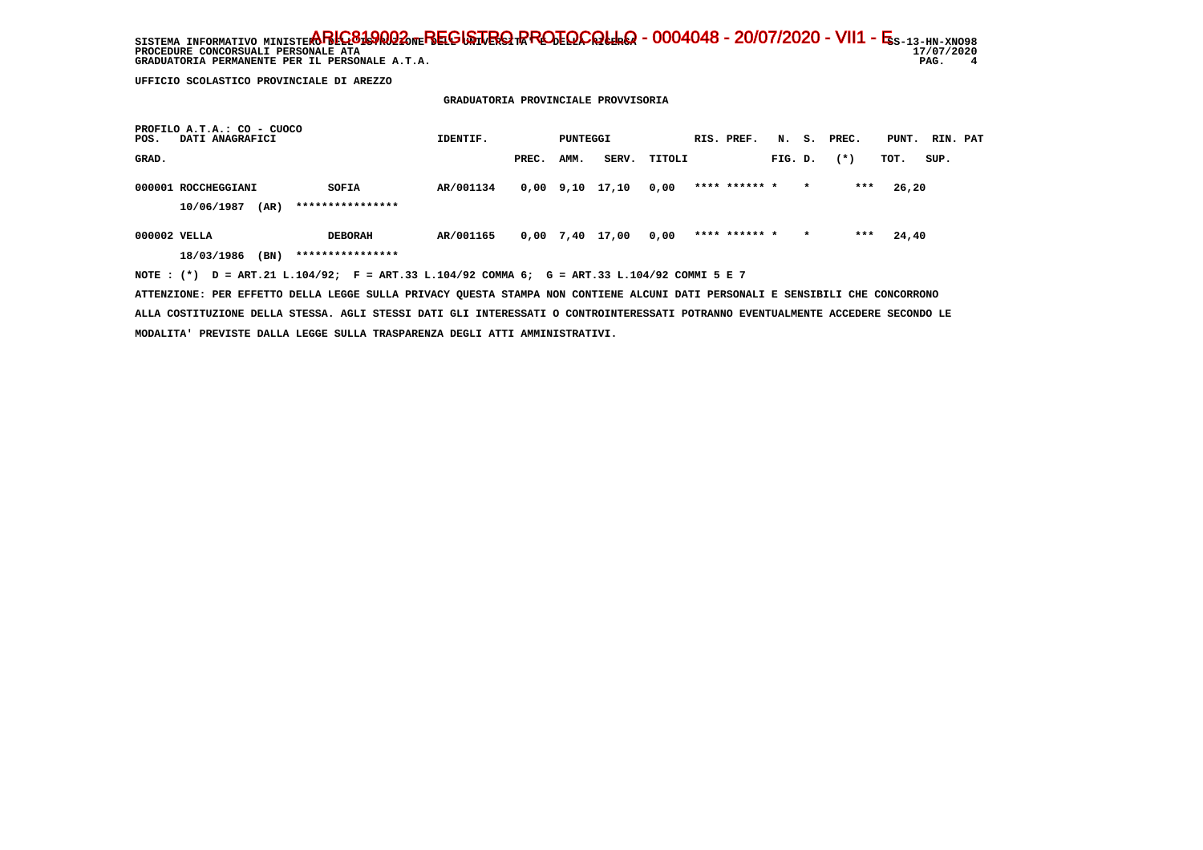SISTEMA INFORMATIVO MINISTERO DELL'ISTRUZIONE DELL'UNIVERSITA' E DELLA RICERCA SS-13-HN-XNO98
PROCEDURE CONCORSUALI PERSONALE ATA 17/07/2020
GRADUATORIA PERMANENTE PER IL PERSONALE A.T.A.

ARIC819002 - REGISTRO PROTOCOLLO - 0004048 - 20/07/2020 - VII1 - E

UFFICIO SCOLASTICO PROVINCIALE DI AREZZO

GRADUATORIA PROVINCIALE PROVVISORIA

PROFILO A.T.A.: CO - CUOCO

| POS. GRAD. | DATI ANAGRAFICI | | IDENTIF. | PUNTEGGI PREC. | AMM. | SERV. | TITOLI | RIS. PREF. | N. FIG. | S. D. | PREC. (*) | PUNT. TOT. | RIN. SUP. | PAT |
|---|---|---|---|---|---|---|---|---|---|---|---|---|---|---|
| 000001 | ROCCHEGGIANI 10/06/1987 (AR) | SOFIA **************** | AR/001134 | 0,00 | 9,10 | 17,10 | 0,00 | **** ****** | * | * | *** | 26,20 | | |
| 000002 | VELLA 18/03/1986 (BN) | DEBORAH **************** | AR/001165 | 0,00 | 7,40 | 17,00 | 0,00 | **** ****** | * | * | *** | 24,40 | | |

NOTE : (*) D = ART.21 L.104/92; F = ART.33 L.104/92 COMMA 6; G = ART.33 L.104/92 COMMI 5 E 7

ATTENZIONE: PER EFFETTO DELLA LEGGE SULLA PRIVACY QUESTA STAMPA NON CONTIENE ALCUNI DATI PERSONALI E SENSIBILI CHE CONCORRONO ALLA COSTITUZIONE DELLA STESSA. AGLI STESSI DATI GLI INTERESSATI O CONTROINTERESSATI POTRANNO EVENTUALMENTE ACCEDERE SECONDO LE MODALITA' PREVISTE DALLA LEGGE SULLA TRASPARENZA DEGLI ATTI AMMINISTRATIVI.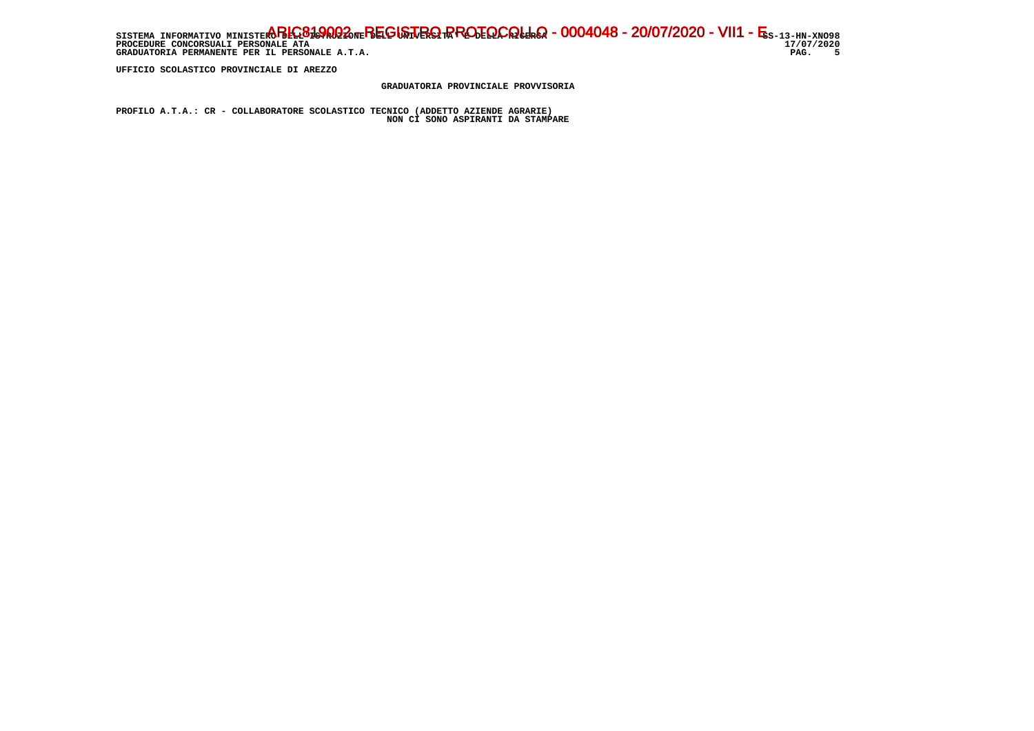UFFICIO SCOLASTICO PROVINCIALE DI AREZZO

GRADUATORIA PROVINCIALE PROVVISORIA

PROFILO A.T.A.: CR - COLLABORATORE SCOLASTICO TECNICO (ADDETTO AZIENDE AGRARIE)

NON CI SONO ASPIRANTI DA STAMPARE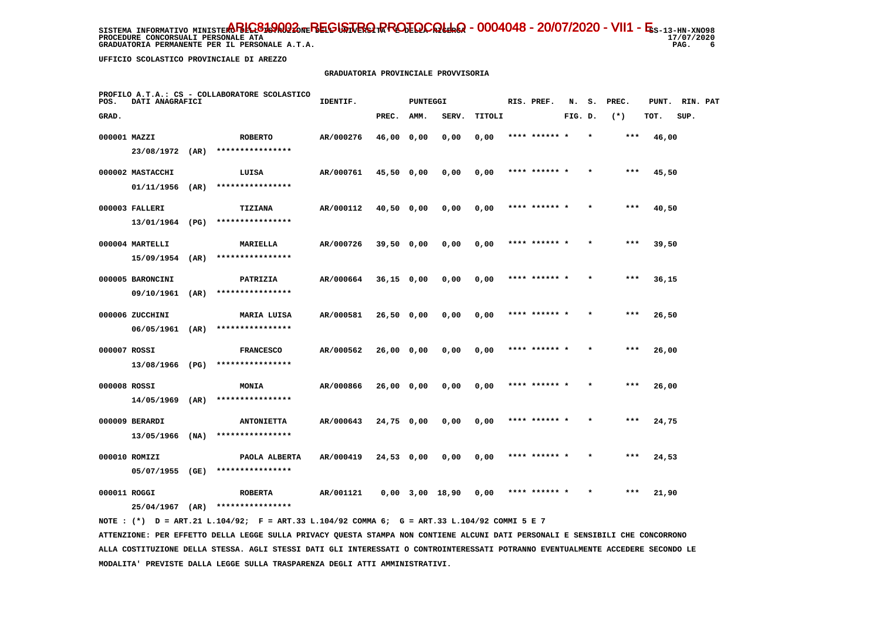SISTEMA INFORMATIVO MINISTERO DELL'ISTRUZIONE DELL'UNIVERSITA' E DELLA RICERCA - ARIC819002 - REGISTRO PROTOCOLLO - 0004048 - 20/07/2020 - VII1 - E SS-13-HN-XNO98
PROCEDURE CONCORSUALI PERSONALE ATA 17/07/2020
GRADUATORIA PERMANENTE PER IL PERSONALE A.T.A.

UFFICIO SCOLASTICO PROVINCIALE DI AREZZO

GRADUATORIA PROVINCIALE PROVVISORIA

PROFILO A.T.A.: CS - COLLABORATORE SCOLASTICO

| POS. GRAD. | DATI ANAGRAFICI | | IDENTIF. | PUNTEGGI PREC. | AMM. | SERV. | TITOLI | RIS. PREF. | N. FIG. | S. D. | PREC. (*) | PUNT. TOT. | RIN. SUP. | PAT |
|---|---|---|---|---|---|---|---|---|---|---|---|---|---|---|
| 000001 | MAZZI 23/08/1972 (AR) | ROBERTO **************** | AR/000276 | 46,00 | 0,00 | 0,00 | 0,00 | **** ****** | * | * | *** | 46,00 | | |
| 000002 | MASTACCHI 01/11/1956 (AR) | LUISA **************** | AR/000761 | 45,50 | 0,00 | 0,00 | 0,00 | **** ****** | * | * | *** | 45,50 | | |
| 000003 | FALLERI 13/01/1964 (PG) | TIZIANA **************** | AR/000112 | 40,50 | 0,00 | 0,00 | 0,00 | **** ****** | * | * | *** | 40,50 | | |
| 000004 | MARTELLI 15/09/1954 (AR) | MARIELLA **************** | AR/000726 | 39,50 | 0,00 | 0,00 | 0,00 | **** ****** | * | * | *** | 39,50 | | |
| 000005 | BARONCINI 09/10/1961 (AR) | PATRIZIA **************** | AR/000664 | 36,15 | 0,00 | 0,00 | 0,00 | **** ****** | * | * | *** | 36,15 | | |
| 000006 | ZUCCHINI 06/05/1961 (AR) | MARIA LUISA **************** | AR/000581 | 26,50 | 0,00 | 0,00 | 0,00 | **** ****** | * | * | *** | 26,50 | | |
| 000007 | ROSSI 13/08/1966 (PG) | FRANCESCO **************** | AR/000562 | 26,00 | 0,00 | 0,00 | 0,00 | **** ****** | * | * | *** | 26,00 | | |
| 000008 | ROSSI 14/05/1969 (AR) | MONIA **************** | AR/000866 | 26,00 | 0,00 | 0,00 | 0,00 | **** ****** | * | * | *** | 26,00 | | |
| 000009 | BERARDI 13/05/1966 (NA) | ANTONIETTA **************** | AR/000643 | 24,75 | 0,00 | 0,00 | 0,00 | **** ****** | * | * | *** | 24,75 | | |
| 000010 | ROMIZI 05/07/1955 (GE) | PAOLA ALBERTA **************** | AR/000419 | 24,53 | 0,00 | 0,00 | 0,00 | **** ****** | * | * | *** | 24,53 | | |
| 000011 | ROGGI 25/04/1967 (AR) | ROBERTA **************** | AR/001121 | 0,00 | 3,00 | 18,90 | 0,00 | **** ****** | * | * | *** | 21,90 | | |

NOTE : (*) D = ART.21 L.104/92; F = ART.33 L.104/92 COMMA 6; G = ART.33 L.104/92 COMMI 5 E 7

ATTENZIONE: PER EFFETTO DELLA LEGGE SULLA PRIVACY QUESTA STAMPA NON CONTIENE ALCUNI DATI PERSONALI E SENSIBILI CHE CONCORRONO ALLA COSTITUZIONE DELLA STESSA. AGLI STESSI DATI GLI INTERESSATI O CONTROINTERESSATI POTRANNO EVENTUALMENTE ACCEDERE SECONDO LE MODALITA' PREVISTE DALLA LEGGE SULLA TRASPARENZA DEGLI ATTI AMMINISTRATIVI.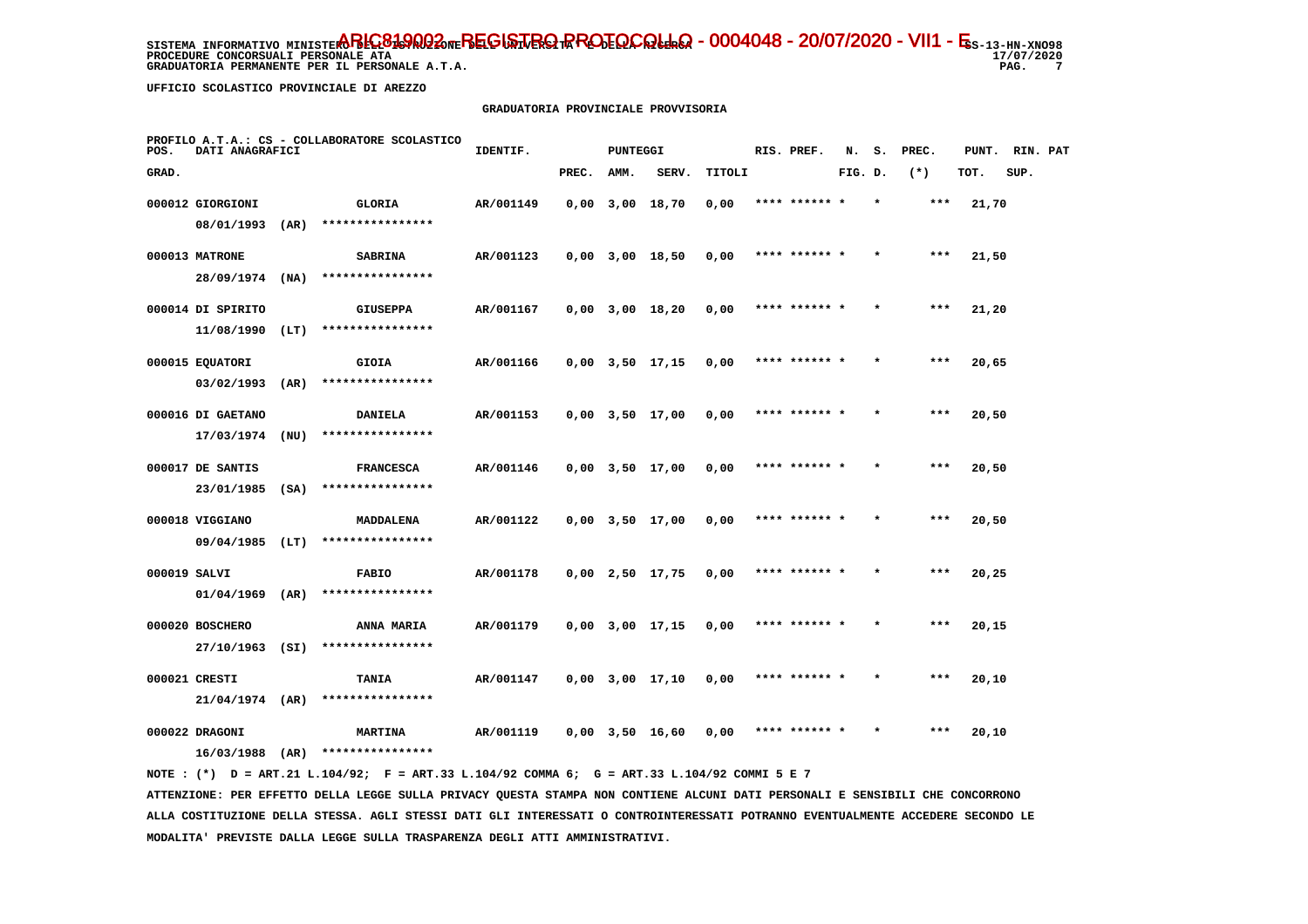SISTEMA INFORMATIVO MINISTERO DELL'ISTRUZIONE DELL'UNIVERSITA' E DELLA RICERCA
PROCEDURE CONCORSUALI PERSONALE ATA
GRADUATORIA PERMANENTE PER IL PERSONALE A.T.A.

ARIC819002 - REGISTRO PROTOCOLLO - 0004048 - 20/07/2020 - VII1 - E

SS-13-HN-XNO98
17/07/2020

UFFICIO SCOLASTICO PROVINCIALE DI AREZZO

GRADUATORIA PROVINCIALE PROVVISORIA

PROFILO A.T.A.: CS - COLLABORATORE SCOLASTICO

| POS. GRAD. | DATI ANAGRAFICI | | IDENTIF. | PREC. | AMM. | SERV. | TITOLI | RIS. PREF. | N. FIG. | S. D. | PREC. (*) | PUNT. TOT. | RIN. SUP. | PAT |
|---|---|---|---|---|---|---|---|---|---|---|---|---|---|---|
| 000012 | GIORGIONI 08/01/1993 (AR) | GLORIA **************** | AR/001149 | 0,00 | 3,00 | 18,70 | 0,00 | **** ****** | * | * | *** | 21,70 | | |
| 000013 | MATRONE 28/09/1974 (NA) | SABRINA **************** | AR/001123 | 0,00 | 3,00 | 18,50 | 0,00 | **** ****** | * | * | *** | 21,50 | | |
| 000014 | DI SPIRITO 11/08/1990 (LT) | GIUSEPPA **************** | AR/001167 | 0,00 | 3,00 | 18,20 | 0,00 | **** ****** | * | * | *** | 21,20 | | |
| 000015 | EQUATORI 03/02/1993 (AR) | GIOIA **************** | AR/001166 | 0,00 | 3,50 | 17,15 | 0,00 | **** ****** | * | * | *** | 20,65 | | |
| 000016 | DI GAETANO 17/03/1974 (NU) | DANIELA **************** | AR/001153 | 0,00 | 3,50 | 17,00 | 0,00 | **** ****** | * | * | *** | 20,50 | | |
| 000017 | DE SANTIS 23/01/1985 (SA) | FRANCESCA **************** | AR/001146 | 0,00 | 3,50 | 17,00 | 0,00 | **** ****** | * | * | *** | 20,50 | | |
| 000018 | VIGGIANO 09/04/1985 (LT) | MADDALENA **************** | AR/001122 | 0,00 | 3,50 | 17,00 | 0,00 | **** ****** | * | * | *** | 20,50 | | |
| 000019 | SALVI 01/04/1969 (AR) | FABIO **************** | AR/001178 | 0,00 | 2,50 | 17,75 | 0,00 | **** ****** | * | * | *** | 20,25 | | |
| 000020 | BOSCHERO 27/10/1963 (SI) | ANNA MARIA **************** | AR/001179 | 0,00 | 3,00 | 17,15 | 0,00 | **** ****** | * | * | *** | 20,15 | | |
| 000021 | CRESTI 21/04/1974 (AR) | TANIA **************** | AR/001147 | 0,00 | 3,00 | 17,10 | 0,00 | **** ****** | * | * | *** | 20,10 | | |
| 000022 | DRAGONI 16/03/1988 (AR) | MARTINA **************** | AR/001119 | 0,00 | 3,50 | 16,60 | 0,00 | **** ****** | * | * | *** | 20,10 | | |

NOTE : (*) D = ART.21 L.104/92; F = ART.33 L.104/92 COMMA 6; G = ART.33 L.104/92 COMMI 5 E 7

ATTENZIONE: PER EFFETTO DELLA LEGGE SULLA PRIVACY QUESTA STAMPA NON CONTIENE ALCUNI DATI PERSONALI E SENSIBILI CHE CONCORRONO ALLA COSTITUZIONE DELLA STESSA. AGLI STESSI DATI GLI INTERESSATI O CONTROINTERESSATI POTRANNO EVENTUALMENTE ACCEDERE SECONDO LE MODALITA' PREVISTE DALLA LEGGE SULLA TRASPARENZA DEGLI ATTI AMMINISTRATIVI.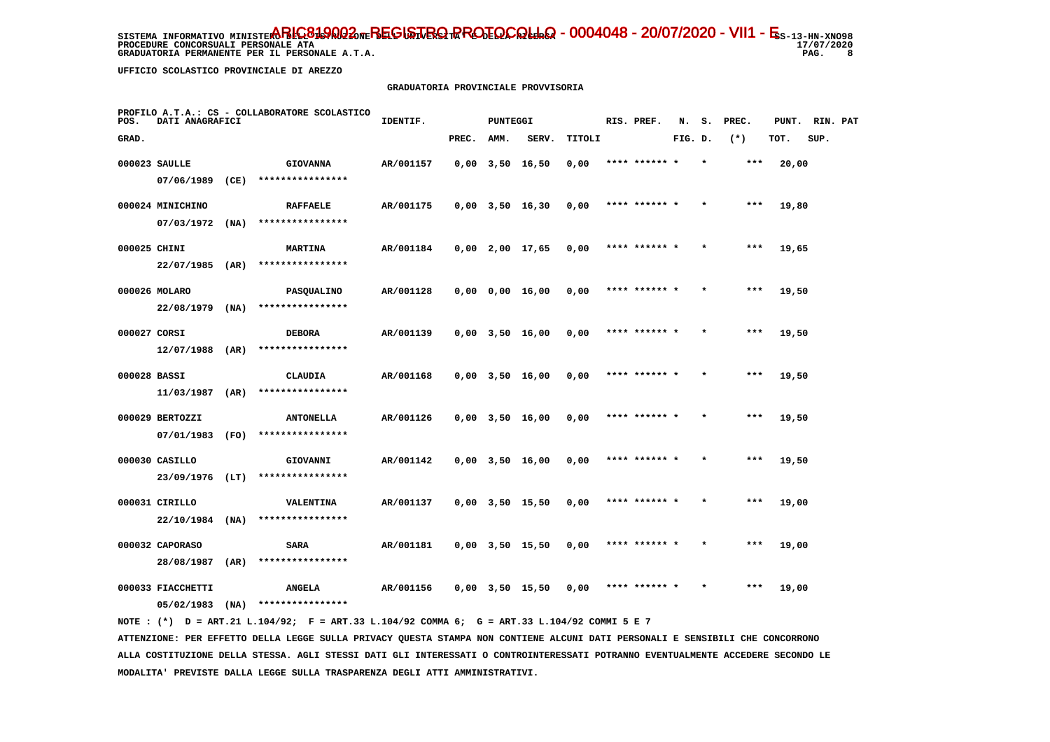SISTEMA INFORMATIVO MINISTERO DELL'ISTRUZIONE DELL'UNIVERSITA' E DELLA RICERCA
PROCEDURE CONCORSUALI PERSONALE ATA
GRADUATORIA PERMANENTE PER IL PERSONALE A.T.A.

ARIC819002 - REGISTRO PROTOCOLLO - 0004048 - 20/07/2020 - VII.1 - E

UFFICIO SCOLASTICO PROVINCIALE DI AREZZO

## GRADUATORIA PROVINCIALE PROVVISORIA

PROFILO A.T.A.: CS - COLLABORATORE SCOLASTICO

| POS. GRAD. | DATI ANAGRAFICI | | IDENTIF. | PUNTEGGI PREC. | AMM. | SERV. | TITOLI | RIS. | PREF. | N. FIG. | S. D. | PREC. (*) | PUNT. TOT. | RIN. SUP. | PAT |
|---|---|---|---|---|---|---|---|---|---|---|---|---|---|---|---|
| 000023 | SAULLE 07/06/1989 (CE) | GIOVANNA **************** | AR/001157 | 0,00 | 3,50 | 16,50 | 0,00 | **** | ****** | * | * | *** | 20,00 | | |
| 000024 | MINICHINO 07/03/1972 (NA) | RAFFAELE **************** | AR/001175 | 0,00 | 3,50 | 16,30 | 0,00 | **** | ****** | * | * | *** | 19,80 | | |
| 000025 | CHINI 22/07/1985 (AR) | MARTINA **************** | AR/001184 | 0,00 | 2,00 | 17,65 | 0,00 | **** | ****** | * | * | *** | 19,65 | | |
| 000026 | MOLARO 22/08/1979 (NA) | PASQUALINO **************** | AR/001128 | 0,00 | 0,00 | 16,00 | 0,00 | **** | ****** | * | * | *** | 19,50 | | |
| 000027 | CORSI 12/07/1988 (AR) | DEBORA **************** | AR/001139 | 0,00 | 3,50 | 16,00 | 0,00 | **** | ****** | * | * | *** | 19,50 | | |
| 000028 | BASSI 11/03/1987 (AR) | CLAUDIA **************** | AR/001168 | 0,00 | 3,50 | 16,00 | 0,00 | **** | ****** | * | * | *** | 19,50 | | |
| 000029 | BERTOZZI 07/01/1983 (FO) | ANTONELLA **************** | AR/001126 | 0,00 | 3,50 | 16,00 | 0,00 | **** | ****** | * | * | *** | 19,50 | | |
| 000030 | CASILLO 23/09/1976 (LT) | GIOVANNI **************** | AR/001142 | 0,00 | 3,50 | 16,00 | 0,00 | **** | ****** | * | * | *** | 19,50 | | |
| 000031 | CIRILLO 22/10/1984 (NA) | VALENTINA **************** | AR/001137 | 0,00 | 3,50 | 15,50 | 0,00 | **** | ****** | * | * | *** | 19,00 | | |
| 000032 | CAPORASO 28/08/1987 (AR) | SARA **************** | AR/001181 | 0,00 | 3,50 | 15,50 | 0,00 | **** | ****** | * | * | *** | 19,00 | | |
| 000033 | FIACCHETTI 05/02/1983 (NA) | ANGELA **************** | AR/001156 | 0,00 | 3,50 | 15,50 | 0,00 | **** | ****** | * | * | *** | 19,00 | | |

NOTE : (*) D = ART.21 L.104/92; F = ART.33 L.104/92 COMMA 6; G = ART.33 L.104/92 COMMI 5 E 7

ATTENZIONE: PER EFFETTO DELLA LEGGE SULLA PRIVACY QUESTA STAMPA NON CONTIENE ALCUNI DATI PERSONALI E SENSIBILI CHE CONCORRONO ALLA COSTITUZIONE DELLA STESSA. AGLI STESSI DATI GLI INTERESSATI O CONTROINTERESSATI POTRANNO EVENTUALMENTE ACCEDERE SECONDO LE MODALITA' PREVISTE DALLA LEGGE SULLA TRASPARENZA DEGLI ATTI AMMINISTRATIVI.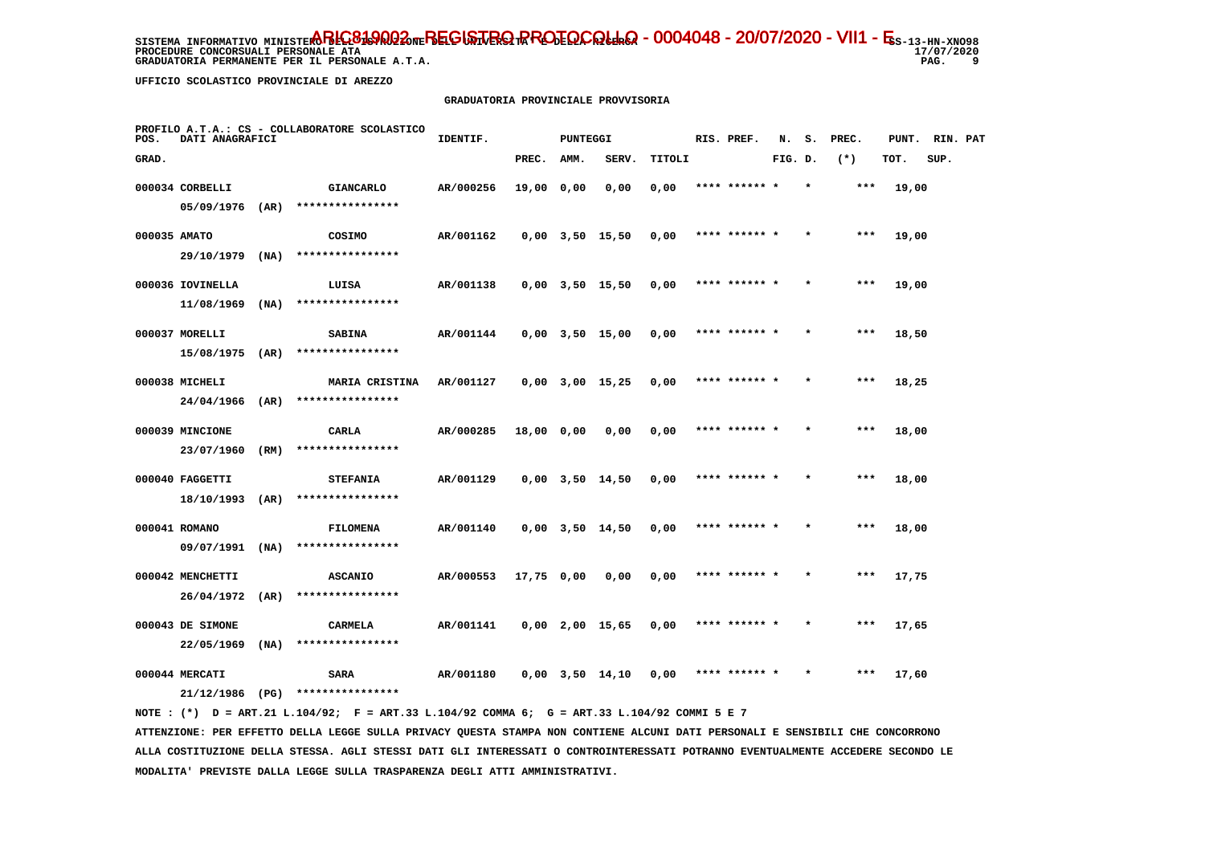SISTEMA INFORMATIVO MINISTERO DELL'ISTRUZIONE DELL'UNIVERSITA' E DELLA RICERCA - ARIC819002 - REGISTRO PROTOCOLLO - 0004048 - 20/07/2020 - VII1 - E SS-13-HN-XNO98
PROCEDURE CONCORSUALI PERSONALE ATA
GRADUATORIA PERMANENTE PER IL PERSONALE A.T.A.

17/07/2020

UFFICIO SCOLASTICO PROVINCIALE DI AREZZO

GRADUATORIA PROVINCIALE PROVVISORIA

PROFILO A.T.A.: CS - COLLABORATORE SCOLASTICO

| POS. GRAD. | DATI ANAGRAFICI | | IDENTIF. | PUNTEGGI PREC. | AMM. | SERV. | TITOLI | RIS. PREF. | N. FIG. | S. D. | PREC. (*) | PUNT. TOT. | RIN. SUP. | PAT |
|---|---|---|---|---|---|---|---|---|---|---|---|---|---|---|
| 000034 | CORBELLI 05/09/1976 (AR) | GIANCARLO **************** | AR/000256 | 19,00 | 0,00 | 0,00 | 0,00 | **** ****** | * | * | *** | 19,00 | | |
| 000035 | AMATO 29/10/1979 (NA) | COSIMO **************** | AR/001162 | 0,00 | 3,50 | 15,50 | 0,00 | **** ****** | * | * | *** | 19,00 | | |
| 000036 | IOVINELLA 11/08/1969 (NA) | LUISA **************** | AR/001138 | 0,00 | 3,50 | 15,50 | 0,00 | **** ****** | * | * | *** | 19,00 | | |
| 000037 | MORELLI 15/08/1975 (AR) | SABINA **************** | AR/001144 | 0,00 | 3,50 | 15,00 | 0,00 | **** ****** | * | * | *** | 18,50 | | |
| 000038 | MICHELI 24/04/1966 (AR) | MARIA CRISTINA **************** | AR/001127 | 0,00 | 3,00 | 15,25 | 0,00 | **** ****** | * | * | *** | 18,25 | | |
| 000039 | MINCIONE 23/07/1960 (RM) | CARLA **************** | AR/000285 | 18,00 | 0,00 | 0,00 | 0,00 | **** ****** | * | * | *** | 18,00 | | |
| 000040 | FAGGETTI 18/10/1993 (AR) | STEFANIA **************** | AR/001129 | 0,00 | 3,50 | 14,50 | 0,00 | **** ****** | * | * | *** | 18,00 | | |
| 000041 | ROMANO 09/07/1991 (NA) | FILOMENA **************** | AR/001140 | 0,00 | 3,50 | 14,50 | 0,00 | **** ****** | * | * | *** | 18,00 | | |
| 000042 | MENCHETTI 26/04/1972 (AR) | ASCANIO **************** | AR/000553 | 17,75 | 0,00 | 0,00 | 0,00 | **** ****** | * | * | *** | 17,75 | | |
| 000043 | DE SIMONE 22/05/1969 (NA) | CARMELA **************** | AR/001141 | 0,00 | 2,00 | 15,65 | 0,00 | **** ****** | * | * | *** | 17,65 | | |
| 000044 | MERCATI 21/12/1986 (PG) | SARA **************** | AR/001180 | 0,00 | 3,50 | 14,10 | 0,00 | **** ****** | * | * | *** | 17,60 | | |

NOTE : (*) D = ART.21 L.104/92; F = ART.33 L.104/92 COMMA 6; G = ART.33 L.104/92 COMMI 5 E 7

ATTENZIONE: PER EFFETTO DELLA LEGGE SULLA PRIVACY QUESTA STAMPA NON CONTIENE ALCUNI DATI PERSONALI E SENSIBILI CHE CONCORRONO ALLA COSTITUZIONE DELLA STESSA. AGLI STESSI DATI GLI INTERESSATI O CONTROINTERESSATI POTRANNO EVENTUALMENTE ACCEDERE SECONDO LE MODALITA' PREVISTE DALLA LEGGE SULLA TRASPARENZA DEGLI ATTI AMMINISTRATIVI.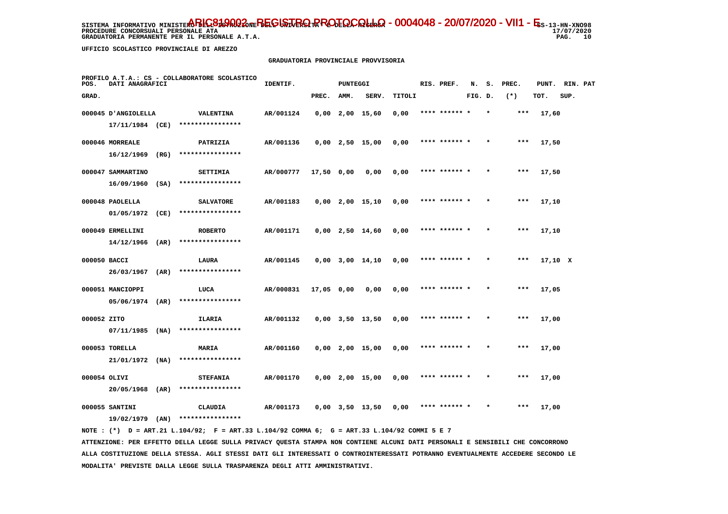SISTEMA INFORMATIVO MINISTERO DELL'ISTRUZIONE DELL'UNIVERSITA' E DELLA RICERCA
PROCEDURE CONCORSUALI PERSONALE ATA
GRADUATORIA PERMANENTE PER IL PERSONALE A.T.A.

ARIC819002 - REGISTRO PROTOCOLLO - 0004048 - 20/07/2020 - VII1 - E

UFFICIO SCOLASTICO PROVINCIALE DI AREZZO

GRADUATORIA PROVINCIALE PROVVISORIA

PROFILO A.T.A.: CS - COLLABORATORE SCOLASTICO

| POS. GRAD. | DATI ANAGRAFICI | | IDENTIF. | PUNTEGGI PREC. | AMM. | SERV. | TITOLI | RIS. PREF. | N. FIG. | S. D. | PREC. (*) | PUNT. TOT. | RIN. SUP. | PAT |
|---|---|---|---|---|---|---|---|---|---|---|---|---|---|---|
| 000045 | D'ANGIOLELLA 17/11/1984 (CE) | VALENTINA **************** | AR/001124 | 0,00 | 2,00 | 15,60 | 0,00 | **** ****** | * | * | *** | 17,60 | | |
| 000046 | MORREALE 16/12/1969 (RG) | PATRIZIA **************** | AR/001136 | 0,00 | 2,50 | 15,00 | 0,00 | **** ****** | * | * | *** | 17,50 | | |
| 000047 | SAMMARTINO 16/09/1960 (SA) | SETTIMIA **************** | AR/000777 | 17,50 | 0,00 | 0,00 | 0,00 | **** ****** | * | * | *** | 17,50 | | |
| 000048 | PAOLELLA 01/05/1972 (CE) | SALVATORE **************** | AR/001183 | 0,00 | 2,00 | 15,10 | 0,00 | **** ****** | * | * | *** | 17,10 | | |
| 000049 | ERMELLINI 14/12/1966 (AR) | ROBERTO **************** | AR/001171 | 0,00 | 2,50 | 14,60 | 0,00 | **** ****** | * | * | *** | 17,10 | | |
| 000050 | BACCI 26/03/1967 (AR) | LAURA **************** | AR/001145 | 0,00 | 3,00 | 14,10 | 0,00 | **** ****** | * | * | *** | 17,10 | X | |
| 000051 | MANCIOPPI 05/06/1974 (AR) | LUCA **************** | AR/000831 | 17,05 | 0,00 | 0,00 | 0,00 | **** ****** | * | * | *** | 17,05 | | |
| 000052 | ZITO 07/11/1985 (NA) | ILARIA **************** | AR/001132 | 0,00 | 3,50 | 13,50 | 0,00 | **** ****** | * | * | *** | 17,00 | | |
| 000053 | TORELLA 21/01/1972 (NA) | MARIA **************** | AR/001160 | 0,00 | 2,00 | 15,00 | 0,00 | **** ****** | * | * | *** | 17,00 | | |
| 000054 | OLIVI 20/05/1968 (AR) | STEFANIA **************** | AR/001170 | 0,00 | 2,00 | 15,00 | 0,00 | **** ****** | * | * | *** | 17,00 | | |
| 000055 | SANTINI 19/02/1979 (AN) | CLAUDIA **************** | AR/001173 | 0,00 | 3,50 | 13,50 | 0,00 | **** ****** | * | * | *** | 17,00 | | |

NOTE : (*) D = ART.21 L.104/92; F = ART.33 L.104/92 COMMA 6; G = ART.33 L.104/92 COMMI 5 E 7

ATTENZIONE: PER EFFETTO DELLA LEGGE SULLA PRIVACY QUESTA STAMPA NON CONTIENE ALCUNI DATI PERSONALI E SENSIBILI CHE CONCORRONO ALLA COSTITUZIONE DELLA STESSA. AGLI STESSI DATI GLI INTERESSATI O CONTROINTERESSATI POTRANNO EVENTUALMENTE ACCEDERE SECONDO LE MODALITA' PREVISTE DALLA LEGGE SULLA TRASPARENZA DEGLI ATTI AMMINISTRATIVI.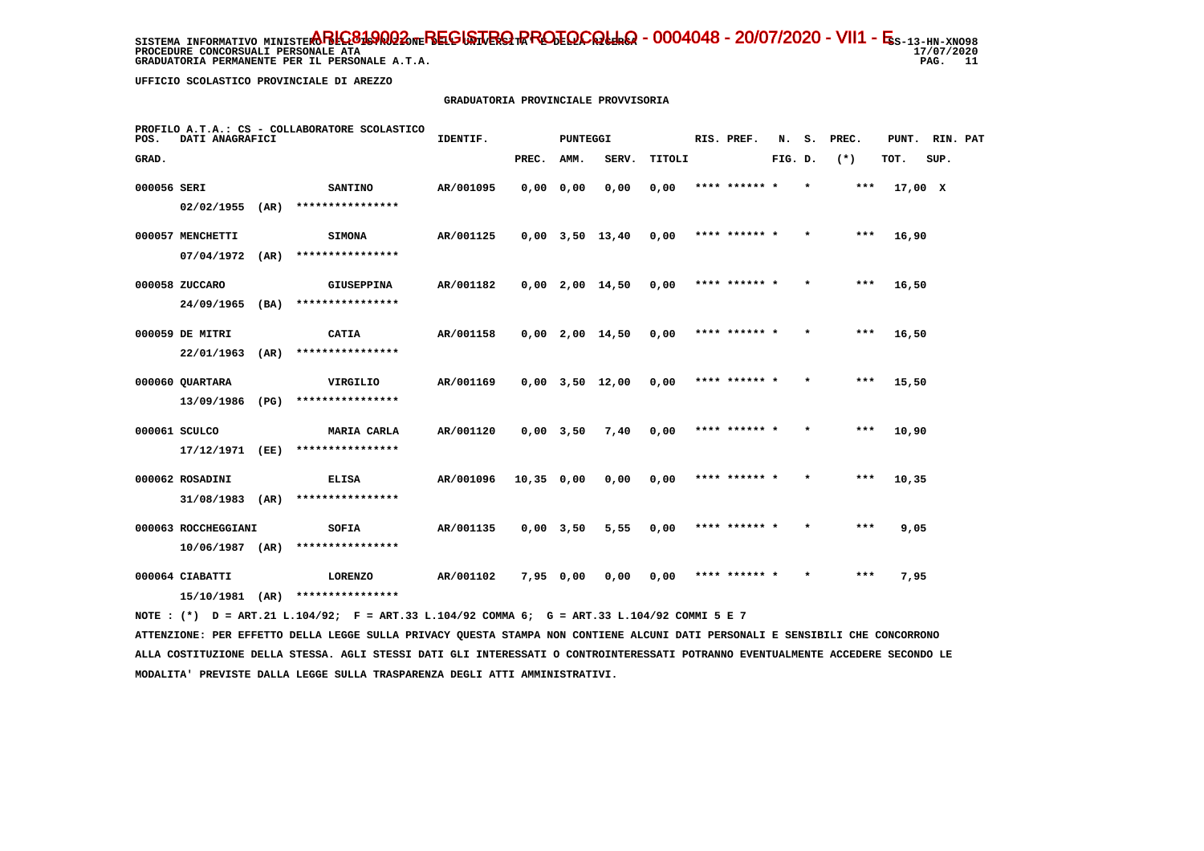SISTEMA INFORMATIVO MINISTERO DELL'ISTRUZIONE DELL'UNIVERSITA' E DELLA RICERCA
PROCEDURE CONCORSUALI PERSONALE ATA
GRADUATORIA PERMANENTE PER IL PERSONALE A.T.A.

ARIC81900Q - REGISTRO PROTOCOLLO - 0004048 - 20/07/2020 - VII.1 - E

SS-13-HN-XNO98
17/07/2020

UFFICIO SCOLASTICO PROVINCIALE DI AREZZO

GRADUATORIA PROVINCIALE PROVVISORIA

PROFILO A.T.A.: CS - COLLABORATORE SCOLASTICO

| POS. GRAD. | DATI ANAGRAFICI | | IDENTIF. | PUNTEGGI PREC. | AMM. | SERV. | TITOLI | RIS. PREF. | N. FIG. | S. D. | PREC. (*) | PUNT. TOT. | RIN. SUP. | PAT |
|---|---|---|---|---|---|---|---|---|---|---|---|---|---|---|
| 000056 | SERI 02/02/1955 (AR) | SANTINO **************** | AR/001095 | 0,00 | 0,00 | 0,00 | 0,00 | **** ****** * | | * | *** | 17,00 | X | |
| 000057 | MENCHETTI 07/04/1972 (AR) | SIMONA **************** | AR/001125 | 0,00 | 3,50 | 13,40 | 0,00 | **** ****** * | | * | *** | 16,90 | | |
| 000058 | ZUCCARO 24/09/1965 (BA) | GIUSEPPINA **************** | AR/001182 | 0,00 | 2,00 | 14,50 | 0,00 | **** ****** * | | * | *** | 16,50 | | |
| 000059 | DE MITRI 22/01/1963 (AR) | CATIA **************** | AR/001158 | 0,00 | 2,00 | 14,50 | 0,00 | **** ****** * | | * | *** | 16,50 | | |
| 000060 | QUARTARA 13/09/1986 (PG) | VIRGILIO **************** | AR/001169 | 0,00 | 3,50 | 12,00 | 0,00 | **** ****** * | | * | *** | 15,50 | | |
| 000061 | SCULCO 17/12/1971 (EE) | MARIA CARLA **************** | AR/001120 | 0,00 | 3,50 | 7,40 | 0,00 | **** ****** * | | * | *** | 10,90 | | |
| 000062 | ROSADINI 31/08/1983 (AR) | ELISA **************** | AR/001096 | 10,35 | 0,00 | 0,00 | 0,00 | **** ****** * | | * | *** | 10,35 | | |
| 000063 | ROCCHEGGIANI 10/06/1987 (AR) | SOFIA **************** | AR/001135 | 0,00 | 3,50 | 5,55 | 0,00 | **** ****** * | | * | *** | 9,05 | | |
| 000064 | CIABATTI 15/10/1981 (AR) | LORENZO **************** | AR/001102 | 7,95 | 0,00 | 0,00 | 0,00 | **** ****** * | | * | *** | 7,95 | | |

NOTE : (*) D = ART.21 L.104/92; F = ART.33 L.104/92 COMMA 6; G = ART.33 L.104/92 COMMI 5 E 7

ATTENZIONE: PER EFFETTO DELLA LEGGE SULLA PRIVACY QUESTA STAMPA NON CONTIENE ALCUNI DATI PERSONALI E SENSIBILI CHE CONCORRONO ALLA COSTITUZIONE DELLA STESSA. AGLI STESSI DATI GLI INTERESSATI O CONTROINTERESSATI POTRANNO EVENTUALMENTE ACCEDERE SECONDO LE MODALITA' PREVISTE DALLA LEGGE SULLA TRASPARENZA DEGLI ATTI AMMINISTRATIVI.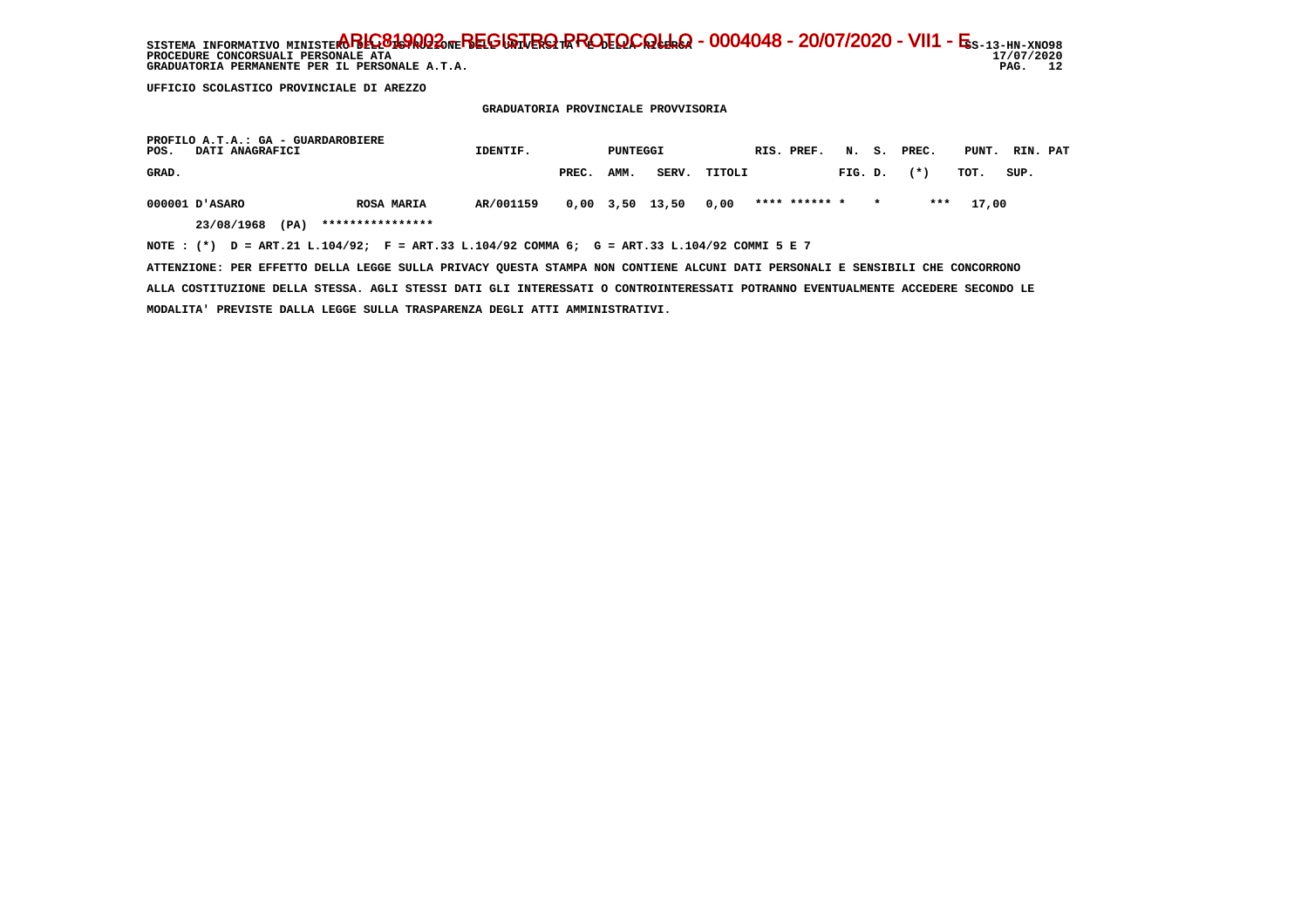SISTEMA INFORMATIVO MINISTERO DELL'ISTRUZIONE DELL'UNIVERSITA' E DELLA RICERCA - ARIC819002 - REGISTRO PROTOCOLLO - 0004048 - 20/07/2020 - VII1 - E SS-13-HN-XNO98
PROCEDURE CONCORSUALI PERSONALE ATA 17/07/2020
GRADUATORIA PERMANENTE PER IL PERSONALE A.T.A.

UFFICIO SCOLASTICO PROVINCIALE DI AREZZO

GRADUATORIA PROVINCIALE PROVVISORIA

PROFILO A.T.A.: GA - GUARDAROBIERE

| POS. GRAD. | DATI ANAGRAFICI | | IDENTIF. | PUNTEGGI PREC. | AMM. | SERV. | TITOLI | RIS. PREF. | N. S. FIG. D. | PREC. (*) | PUNT. TOT. | RIN. PAT SUP. |
|---|---|---|---|---|---|---|---|---|---|---|---|---|
| 000001 | D'ASARO | ROSA MARIA | AR/001159 | 0,00 | 3,50 | 13,50 | 0,00 | **** ****** * | * | *** | 17,00 | |
| | 23/08/1968 (PA) | **************** | | | | | | | | | | |

NOTE : (*) D = ART.21 L.104/92; F = ART.33 L.104/92 COMMA 6; G = ART.33 L.104/92 COMMI 5 E 7

ATTENZIONE: PER EFFETTO DELLA LEGGE SULLA PRIVACY QUESTA STAMPA NON CONTIENE ALCUNI DATI PERSONALI E SENSIBILI CHE CONCORRONO ALLA COSTITUZIONE DELLA STESSA. AGLI STESSI DATI GLI INTERESSATI O CONTROINTERESSATI POTRANNO EVENTUALMENTE ACCEDERE SECONDO LE MODALITA' PREVISTE DALLA LEGGE SULLA TRASPARENZA DEGLI ATTI AMMINISTRATIVI.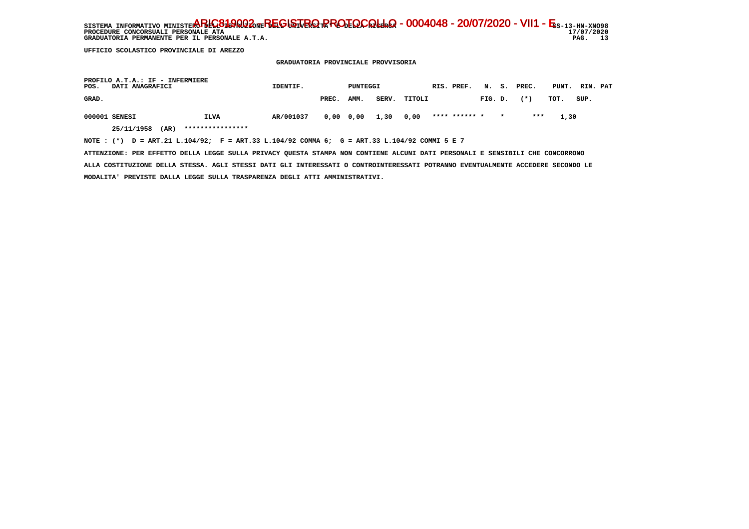UFFICIO SCOLASTICO PROVINCIALE DI AREZZO

GRADUATORIA PROVINCIALE PROVVISORIA

PROFILO A.T.A.: IF - INFERMIERE

| POS. GRAD. | DATI ANAGRAFICI | | IDENTIF. | PUNTEGGI PREC. | AMM. | SERV. | TITOLI | RIS. | PREF. | N. FIG. | S. D. | PREC. (*) | PUNT. TOT. | RIN. SUP. | PAT |
|---|---|---|---|---|---|---|---|---|---|---|---|---|---|---|---|
| 000001 | SENESI | ILVA | AR/001037 | 0,00 | 0,00 | 1,30 | 0,00 | **** | ****** | * | * | *** | 1,30 | | |
| | 25/11/1958 (AR) | **************** | | | | | | | | | | | | | |

NOTE : (*) D = ART.21 L.104/92; F = ART.33 L.104/92 COMMA 6; G = ART.33 L.104/92 COMMI 5 E 7

ATTENZIONE: PER EFFETTO DELLA LEGGE SULLA PRIVACY QUESTA STAMPA NON CONTIENE ALCUNI DATI PERSONALI E SENSIBILI CHE CONCORRONO ALLA COSTITUZIONE DELLA STESSA. AGLI STESSI DATI GLI INTERESSATI O CONTROINTERESSATI POTRANNO EVENTUALMENTE ACCEDERE SECONDO LE MODALITA' PREVISTE DALLA LEGGE SULLA TRASPARENZA DEGLI ATTI AMMINISTRATIVI.